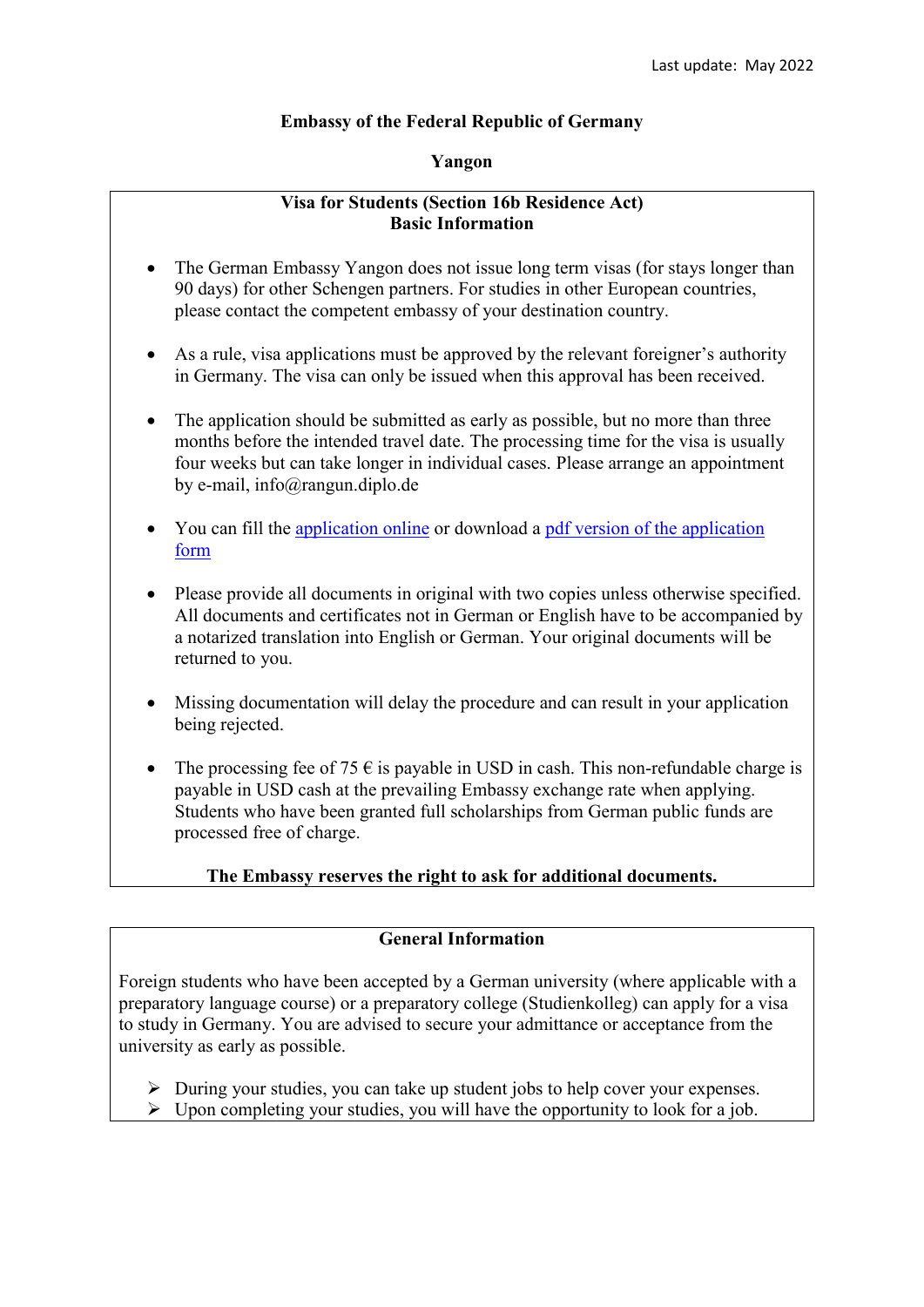Last update: May 2022

**Embassy of the Federal Republic of Germany**

**Yangon**

## Visa for Students (Section 16b Residence Act)
## Basic Information

- The German Embassy Yangon does not issue long term visas (for stays longer than 90 days) for other Schengen partners. For studies in other European countries, please contact the competent embassy of your destination country.

- As a rule, visa applications must be approved by the relevant foreigner's authority in Germany. The visa can only be issued when this approval has been received.

- The application should be submitted as early as possible, but no more than three months before the intended travel date. The processing time for the visa is usually four weeks but can take longer in individual cases. Please arrange an appointment by e-mail, info@rangun.diplo.de

- You can fill the application online or download a pdf version of the application form

- Please provide all documents in original with two copies unless otherwise specified. All documents and certificates not in German or English have to be accompanied by a notarized translation into English or German. Your original documents will be returned to you.

- Missing documentation will delay the procedure and can result in your application being rejected.

- The processing fee of 75 € is payable in USD in cash. This non-refundable charge is payable in USD cash at the prevailing Embassy exchange rate when applying. Students who have been granted full scholarships from German public funds are processed free of charge.

**The Embassy reserves the right to ask for additional documents.**

## General Information

Foreign students who have been accepted by a German university (where applicable with a preparatory language course) or a preparatory college (Studienkolleg) can apply for a visa to study in Germany. You are advised to secure your admittance or acceptance from the university as early as possible.

- During your studies, you can take up student jobs to help cover your expenses.
- Upon completing your studies, you will have the opportunity to look for a job.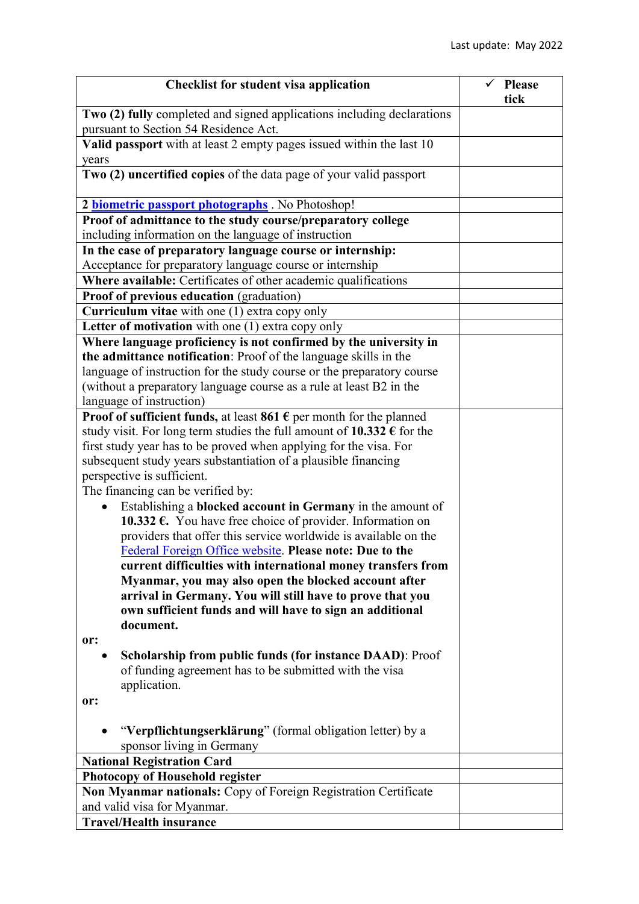Last update: May 2022

| Checklist for student visa application | ✓ Please tick |
|---|---|
| **Two (2) fully** completed and signed applications including declarations pursuant to Section 54 Residence Act. | |
| **Valid passport** with at least 2 empty pages issued within the last 10 years | |
| **Two (2) uncertified copies** of the data page of your valid passport | |
| **2 biometric passport photographs** . No Photoshop! | |
| **Proof of admittance to the study course/preparatory college** including information on the language of instruction | |
| **In the case of preparatory language course or internship:** Acceptance for preparatory language course or internship | |
| **Where available:** Certificates of other academic qualifications | |
| **Proof of previous education** (graduation) | |
| **Curriculum vitae** with one (1) extra copy only | |
| **Letter of motivation** with one (1) extra copy only | |
| **Where language proficiency is not confirmed by the university in the admittance notification**: Proof of the language skills in the language of instruction for the study course or the preparatory course (without a preparatory language course as a rule at least B2 in the language of instruction) | |
| **Proof of sufficient funds,** at least **861 €** per month for the planned study visit. For long term studies the full amount of **10.332 €** for the first study year has to be proved when applying for the visa. For subsequent study years substantiation of a plausible financing perspective is sufficient.<br>The financing can be verified by:<br>• Establishing a **blocked account in Germany** in the amount of **10.332 €.** You have free choice of provider. Information on providers that offer this service worldwide is available on the Federal Foreign Office website. **Please note: Due to the current difficulties with international money transfers from Myanmar, you may also open the blocked account after arrival in Germany. You will still have to prove that you own sufficient funds and will have to sign an additional document.**<br>**or:**<br>• **Scholarship from public funds (for instance DAAD)**: Proof of funding agreement has to be submitted with the visa application.<br>**or:**<br>• "**Verpflichtungserklärung**" (formal obligation letter) by a sponsor living in Germany | |
| **National Registration Card** | |
| **Photocopy of Household register** | |
| **Non Myanmar nationals:** Copy of Foreign Registration Certificate and valid visa for Myanmar. | |
| **Travel/Health insurance** | |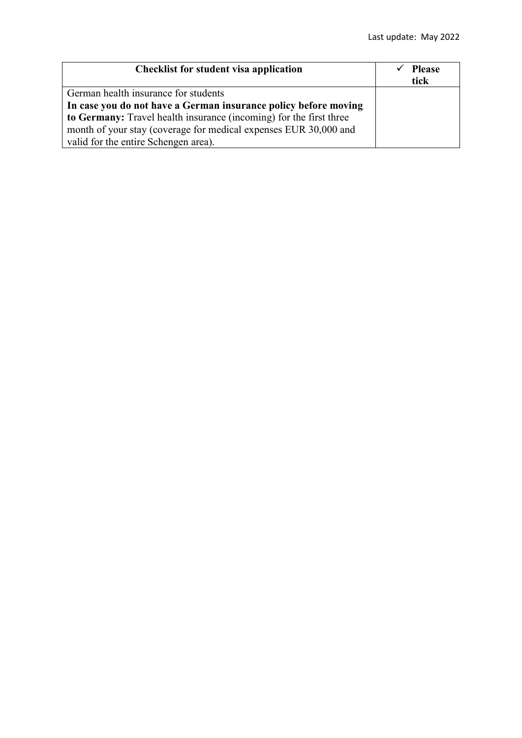| Checklist for student visa application | ✓ Please tick |
|---|---|
| German health insurance for students<br>**In case you do not have a German insurance policy before moving to Germany:** Travel health insurance (incoming) for the first three month of your stay (coverage for medical expenses EUR 30,000 and valid for the entire Schengen area). | |